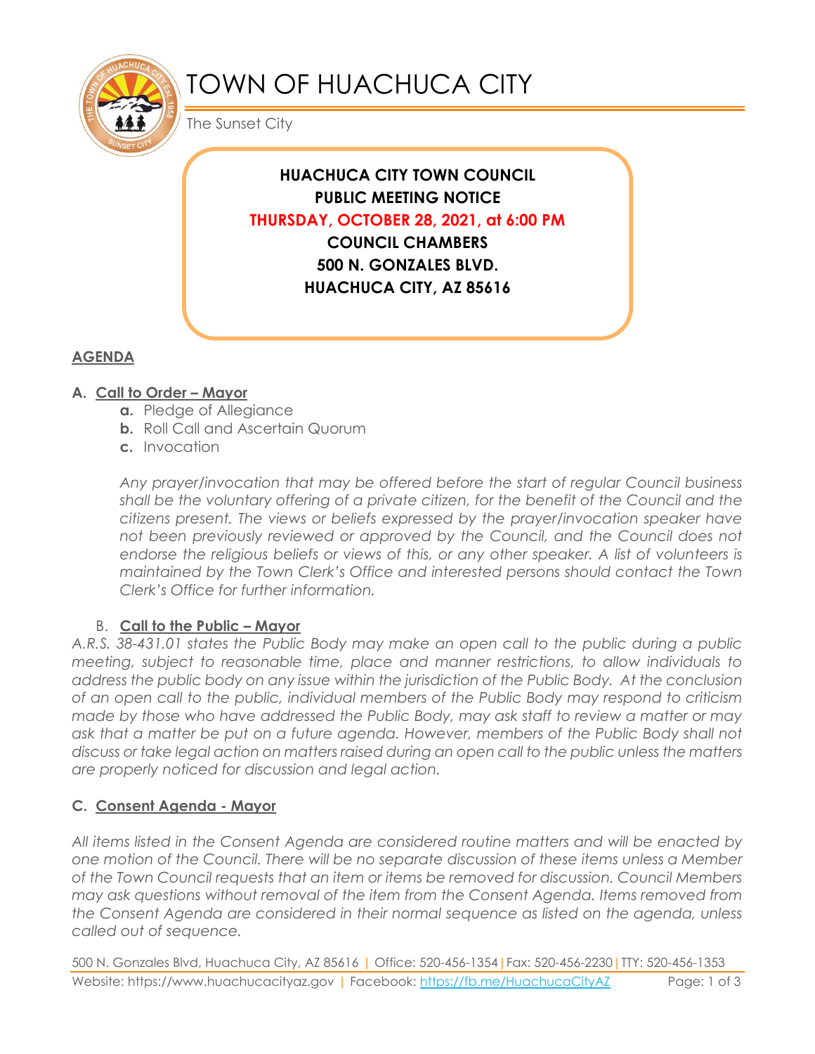# TOWN OF HUACHUCA CITY

The Sunset City

**HUACHUCA CITY TOWN COUNCIL**
**PUBLIC MEETING NOTICE**
**THURSDAY, OCTOBER 28, 2021, at 6:00 PM**
**COUNCIL CHAMBERS**
**500 N. GONZALES BLVD.**
**HUACHUCA CITY, AZ 85616**

## AGENDA

### A. Call to Order – Mayor

- **a.** Pledge of Allegiance
- **b.** Roll Call and Ascertain Quorum
- **c.** Invocation

*Any prayer/invocation that may be offered before the start of regular Council business shall be the voluntary offering of a private citizen, for the benefit of the Council and the citizens present. The views or beliefs expressed by the prayer/invocation speaker have not been previously reviewed or approved by the Council, and the Council does not endorse the religious beliefs or views of this, or any other speaker. A list of volunteers is maintained by the Town Clerk's Office and interested persons should contact the Town Clerk's Office for further information.*

### B. Call to the Public – Mayor

*A.R.S. 38-431.01 states the Public Body may make an open call to the public during a public meeting, subject to reasonable time, place and manner restrictions, to allow individuals to address the public body on any issue within the jurisdiction of the Public Body. At the conclusion of an open call to the public, individual members of the Public Body may respond to criticism made by those who have addressed the Public Body, may ask staff to review a matter or may ask that a matter be put on a future agenda. However, members of the Public Body shall not discuss or take legal action on matters raised during an open call to the public unless the matters are properly noticed for discussion and legal action.*

### C. Consent Agenda - Mayor

*All items listed in the Consent Agenda are considered routine matters and will be enacted by one motion of the Council. There will be no separate discussion of these items unless a Member of the Town Council requests that an item or items be removed for discussion. Council Members may ask questions without removal of the item from the Consent Agenda. Items removed from the Consent Agenda are considered in their normal sequence as listed on the agenda, unless called out of sequence.*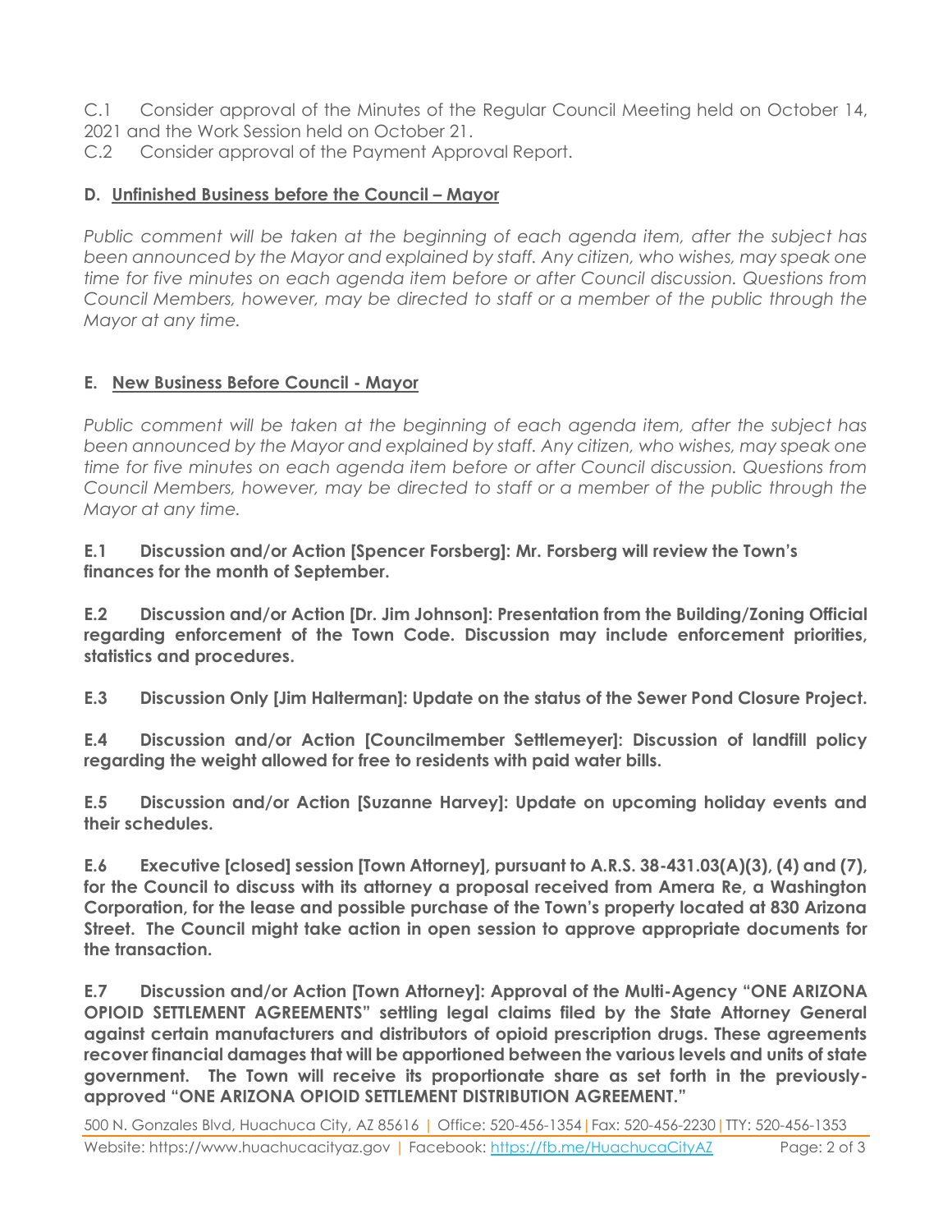C.1 Consider approval of the Minutes of the Regular Council Meeting held on October 14, 2021 and the Work Session held on October 21.

C.2 Consider approval of the Payment Approval Report.

**D. Unfinished Business before the Council – Mayor**

*Public comment will be taken at the beginning of each agenda item, after the subject has been announced by the Mayor and explained by staff. Any citizen, who wishes, may speak one time for five minutes on each agenda item before or after Council discussion. Questions from Council Members, however, may be directed to staff or a member of the public through the Mayor at any time.*

**E. New Business Before Council - Mayor**

*Public comment will be taken at the beginning of each agenda item, after the subject has been announced by the Mayor and explained by staff. Any citizen, who wishes, may speak one time for five minutes on each agenda item before or after Council discussion. Questions from Council Members, however, may be directed to staff or a member of the public through the Mayor at any time.*

**E.1 Discussion and/or Action [Spencer Forsberg]: Mr. Forsberg will review the Town's finances for the month of September.**

**E.2 Discussion and/or Action [Dr. Jim Johnson]: Presentation from the Building/Zoning Official regarding enforcement of the Town Code. Discussion may include enforcement priorities, statistics and procedures.**

**E.3 Discussion Only [Jim Halterman]: Update on the status of the Sewer Pond Closure Project.**

**E.4 Discussion and/or Action [Councilmember Settlemeyer]: Discussion of landfill policy regarding the weight allowed for free to residents with paid water bills.**

**E.5 Discussion and/or Action [Suzanne Harvey]: Update on upcoming holiday events and their schedules.**

**E.6 Executive [closed] session [Town Attorney], pursuant to A.R.S. 38-431.03(A)(3), (4) and (7), for the Council to discuss with its attorney a proposal received from Amera Re, a Washington Corporation, for the lease and possible purchase of the Town's property located at 830 Arizona Street. The Council might take action in open session to approve appropriate documents for the transaction.**

**E.7 Discussion and/or Action [Town Attorney]: Approval of the Multi-Agency "ONE ARIZONA OPIOID SETTLEMENT AGREEMENTS" settling legal claims filed by the State Attorney General against certain manufacturers and distributors of opioid prescription drugs. These agreements recover financial damages that will be apportioned between the various levels and units of state government. The Town will receive its proportionate share as set forth in the previously-approved "ONE ARIZONA OPIOID SETTLEMENT DISTRIBUTION AGREEMENT."**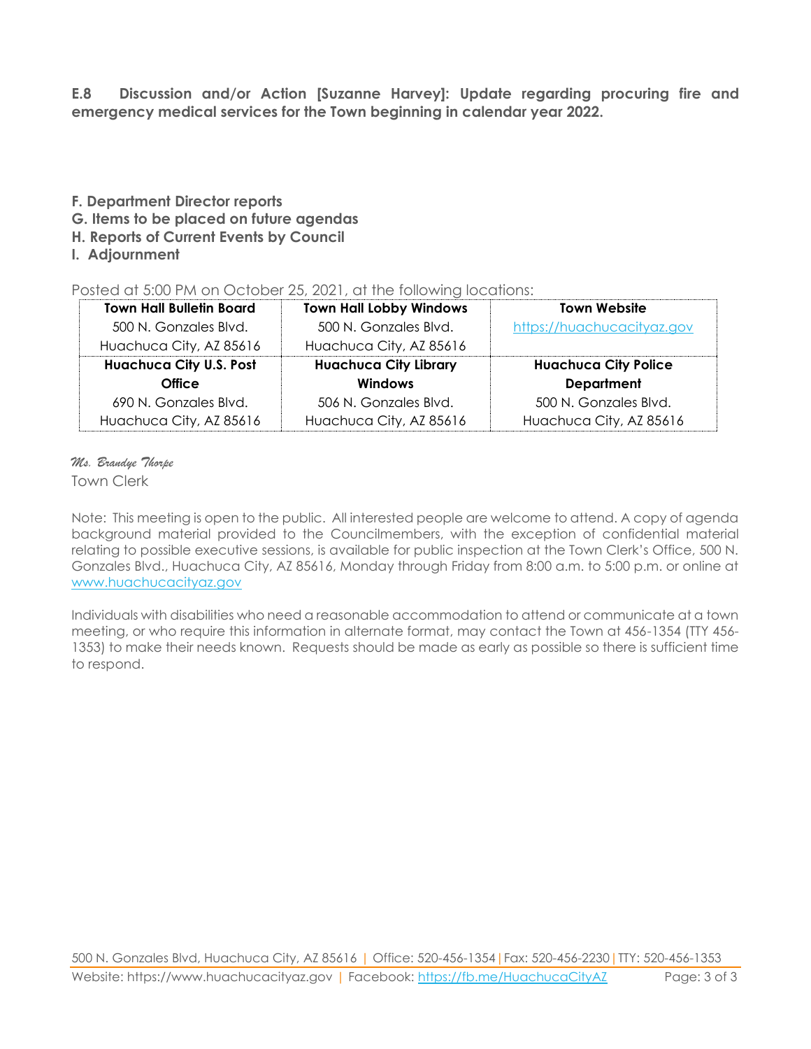**E.8 Discussion and/or Action [Suzanne Harvey]: Update regarding procuring fire and emergency medical services for the Town beginning in calendar year 2022.**

**F. Department Director reports**
**G. Items to be placed on future agendas**
**H. Reports of Current Events by Council**
**I. Adjournment**

Posted at 5:00 PM on October 25, 2021, at the following locations:

| | | |
|---|---|---|
| **Town Hall Bulletin Board**<br>500 N. Gonzales Blvd.<br>Huachuca City, AZ 85616 | **Town Hall Lobby Windows**<br>500 N. Gonzales Blvd.<br>Huachuca City, AZ 85616 | **Town Website**<br>https://huachucacityaz.gov |
| **Huachuca City U.S. Post Office**<br>690 N. Gonzales Blvd.<br>Huachuca City, AZ 85616 | **Huachuca City Library Windows**<br>506 N. Gonzales Blvd.<br>Huachuca City, AZ 85616 | **Huachuca City Police Department**<br>500 N. Gonzales Blvd.<br>Huachuca City, AZ 85616 |

*Ms. Brandye Thorpe*
Town Clerk

Note: This meeting is open to the public. All interested people are welcome to attend. A copy of agenda background material provided to the Councilmembers, with the exception of confidential material relating to possible executive sessions, is available for public inspection at the Town Clerk's Office, 500 N. Gonzales Blvd., Huachuca City, AZ 85616, Monday through Friday from 8:00 a.m. to 5:00 p.m. or online at www.huachucacityaz.gov

Individuals with disabilities who need a reasonable accommodation to attend or communicate at a town meeting, or who require this information in alternate format, may contact the Town at 456-1354 (TTY 456-1353) to make their needs known. Requests should be made as early as possible so there is sufficient time to respond.